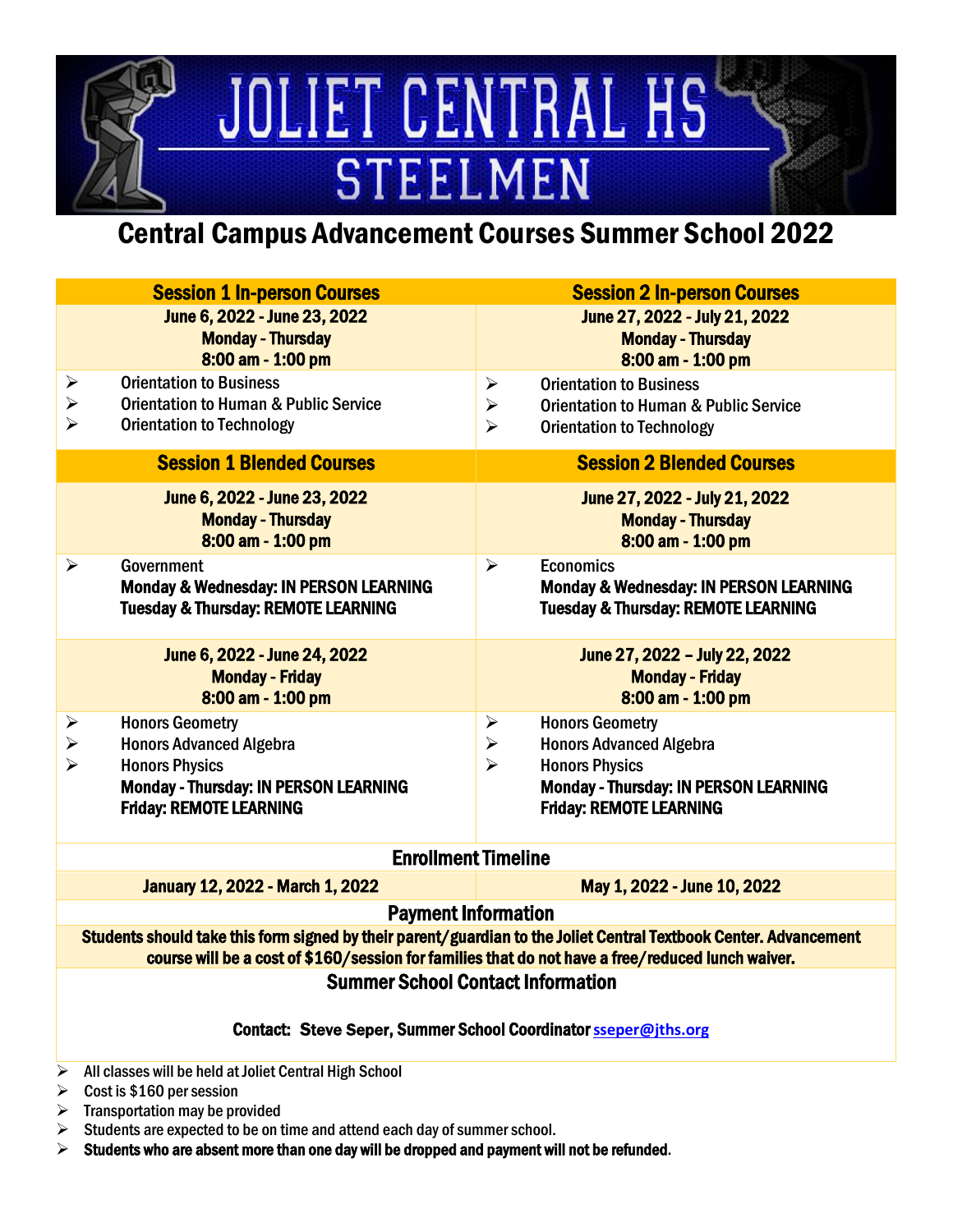# JOLIET CENTRAL HS

## STEELMEN

## Central Campus Advancement Courses Summer School 2022

| Session 1 In-person Courses | Session 2 In-person Courses |
|---|---|
| **June 6, 2022 - June 23, 2022**<br>**Monday - Thursday**<br>**8:00 am - 1:00 pm** | **June 27, 2022 - July 21, 2022**<br>**Monday - Thursday**<br>**8:00 am - 1:00 pm** |
| ➢ Orientation to Business<br>➢ Orientation to Human & Public Service<br>➢ Orientation to Technology | ➢ Orientation to Business<br>➢ Orientation to Human & Public Service<br>➢ Orientation to Technology |
| **Session 1 Blended Courses** | **Session 2 Blended Courses** |
| **June 6, 2022 - June 23, 2022**<br>**Monday - Thursday**<br>**8:00 am - 1:00 pm** | **June 27, 2022 - July 21, 2022**<br>**Monday - Thursday**<br>**8:00 am - 1:00 pm** |
| ➢ Government<br>**Monday & Wednesday: IN PERSON LEARNING**<br>**Tuesday & Thursday: REMOTE LEARNING** | ➢ Economics<br>**Monday & Wednesday: IN PERSON LEARNING**<br>**Tuesday & Thursday: REMOTE LEARNING** |
| **June 6, 2022 - June 24, 2022**<br>**Monday - Friday**<br>**8:00 am - 1:00 pm** | **June 27, 2022 – July 22, 2022**<br>**Monday - Friday**<br>**8:00 am - 1:00 pm** |
| ➢ Honors Geometry<br>➢ Honors Advanced Algebra<br>➢ Honors Physics<br>**Monday - Thursday: IN PERSON LEARNING**<br>**Friday: REMOTE LEARNING** | ➢ Honors Geometry<br>➢ Honors Advanced Algebra<br>➢ Honors Physics<br>**Monday - Thursday: IN PERSON LEARNING**<br>**Friday: REMOTE LEARNING** |
| **Enrollment Timeline** | |
| **January 12, 2022 - March 1, 2022** | **May 1, 2022 - June 10, 2022** |

### Payment Information

**Students should take this form signed by their parent/guardian to the Joliet Central Textbook Center. Advancement course will be a cost of $160/session for families that do not have a free/reduced lunch waiver.**

### Summer School Contact Information

**Contact: Steve Seper, Summer School Coordinator** sseper@jths.org

- All classes will be held at Joliet Central High School
- Cost is $160 per session
- Transportation may be provided
- Students are expected to be on time and attend each day of summer school.
- **Students who are absent more than one day will be dropped and payment will not be refunded.**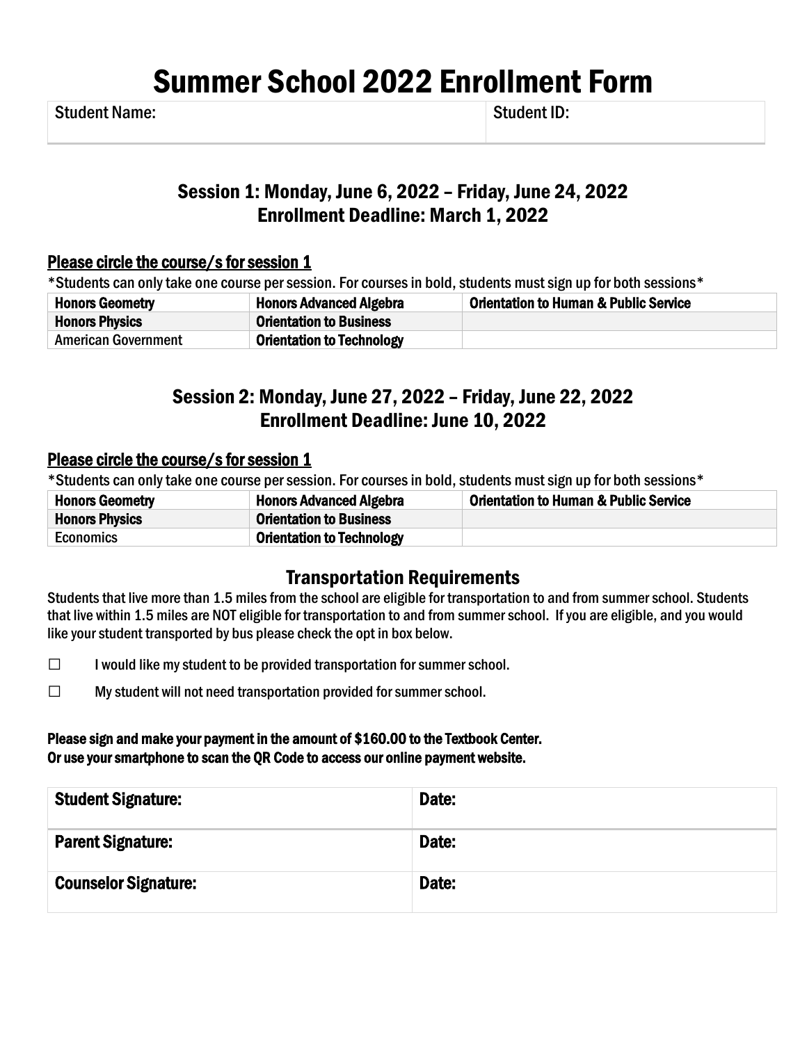# Summary School 2022 Enrollment Form

| Student Name: | Student ID: |
|---|---|

## Session 1: Monday, June 6, 2022 – Friday, June 24, 2022
## Enrollment Deadline: March 1, 2022

### Please circle the course/s for session 1

*Students can only take one course per session. For courses in bold, students must sign up for both sessions*

| | | |
|---|---|---|
| **Honors Geometry** | **Honors Advanced Algebra** | **Orientation to Human & Public Service** |
| **Honors Physics** | **Orientation to Business** | |
| American Government | **Orientation to Technology** | |

## Session 2: Monday, June 27, 2022 – Friday, June 22, 2022
## Enrollment Deadline: June 10, 2022

### Please circle the course/s for session 1

*Students can only take one course per session. For courses in bold, students must sign up for both sessions*

| | | |
|---|---|---|
| **Honors Geometry** | **Honors Advanced Algebra** | **Orientation to Human & Public Service** |
| **Honors Physics** | **Orientation to Business** | |
| Economics | **Orientation to Technology** | |

## Transportation Requirements

Students that live more than 1.5 miles from the school are eligible for transportation to and from summer school. Students that live within 1.5 miles are NOT eligible for transportation to and from summer school. If you are eligible, and you would like your student transported by bus please check the opt in box below.

☐ I would like my student to be provided transportation for summer school.

☐ My student will not need transportation provided for summer school.

**Please sign and make your payment in the amount of $160.00 to the Textbook Center.**
**Or use your smartphone to scan the QR Code to access our online payment website.**

| | |
|---|---|
| **Student Signature:** | **Date:** |
| **Parent Signature:** | **Date:** |
| **Counselor Signature:** | **Date:** |